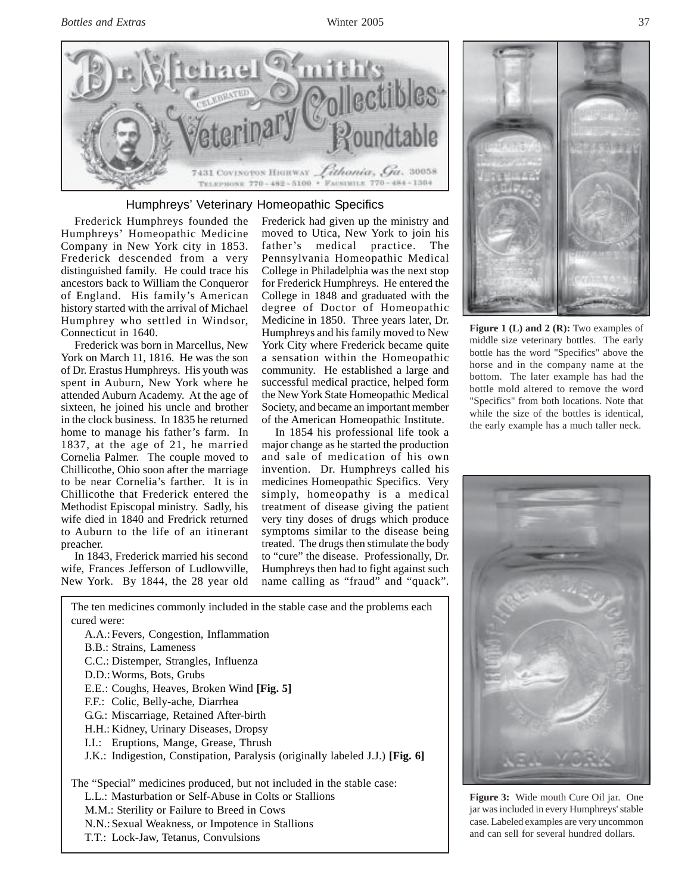## Humphreys' Veterinary Homeopathic Specifics

Frederick Humphreys founded the Humphreys' Homeopathic Medicine Company in New York city in 1853. Frederick descended from a very distinguished family. He could trace his ancestors back to William the Conqueror of England. His family's American history started with the arrival of Michael Humphrey who settled in Windsor, Connecticut in 1640.

Frederick was born in Marcellus, New York on March 11, 1816. He was the son of Dr. Erastus Humphreys. His youth was spent in Auburn, New York where he attended Auburn Academy. At the age of sixteen, he joined his uncle and brother in the clock business. In 1835 he returned home to manage his father's farm. In 1837, at the age of 21, he married Cornelia Palmer. The couple moved to Chillicothe, Ohio soon after the marriage to be near Cornelia's farther. It is in Chillicothe that Frederick entered the Methodist Episcopal ministry. Sadly, his wife died in 1840 and Fredrick returned to Auburn to the life of an itinerant preacher.

In 1843, Frederick married his second wife, Frances Jefferson of Ludlowville, New York. By 1844, the 28 year old Frederick had given up the ministry and moved to Utica, New York to join his father's medical practice. The Pennsylvania Homeopathic Medical College in Philadelphia was the next stop for Frederick Humphreys. He entered the College in 1848 and graduated with the degree of Doctor of Homeopathic Medicine in 1850. Three years later, Dr. Humphreys and his family moved to New York City where Frederick became quite a sensation within the Homeopathic community. He established a large and successful medical practice, helped form the New York State Homeopathic Medical Society, and became an important member of the American Homeopathic Institute.

In 1854 his professional life took a major change as he started the production and sale of medication of his own invention. Dr. Humphreys called his medicines Homeopathic Specifics. Very simply, homeopathy is a medical treatment of disease giving the patient very tiny doses of drugs which produce symptoms similar to the disease being treated. The drugs then stimulate the body to "cure" the disease. Professionally, Dr. Humphreys then had to fight against such name calling as "fraud" and "quack".

The ten medicines commonly included in the stable case and the problems each cured were:

- A.A.: Fevers, Congestion, Inflammation
- B.B.: Strains, Lameness
- C.C.: Distemper, Strangles, Influenza
- D.D.: Worms, Bots, Grubs
- E.E.: Coughs, Heaves, Broken Wind **[Fig. 5]**
- F.F.: Colic, Belly-ache, Diarrhea
- G.G.: Miscarriage, Retained After-birth
- H.H.: Kidney, Urinary Diseases, Dropsy
- I.I.: Eruptions, Mange, Grease, Thrush
- J.K.: Indigestion, Constipation, Paralysis (originally labeled J.J.) **[Fig. 6]**

The "Special" medicines produced, but not included in the stable case:

- L.L.: Masturbation or Self-Abuse in Colts or Stallions
- M.M.: Sterility or Failure to Breed in Cows
- N.N.: Sexual Weakness, or Impotence in Stallions
- T.T.: Lock-Jaw, Tetanus, Convulsions

**Figure 1 (L) and 2 (R):** Two examples of middle size veterinary bottles. The early bottle has the word "Specifics" above the horse and in the company name at the bottom. The later example has had the bottle mold altered to remove the word "Specifics" from both locations. Note that while the size of the bottles is identical, the early example has a much taller neck.

**Figure 3:** Wide mouth Cure Oil jar. One jar was included in every Humphreys' stable case. Labeled examples are very uncommon and can sell for several hundred dollars.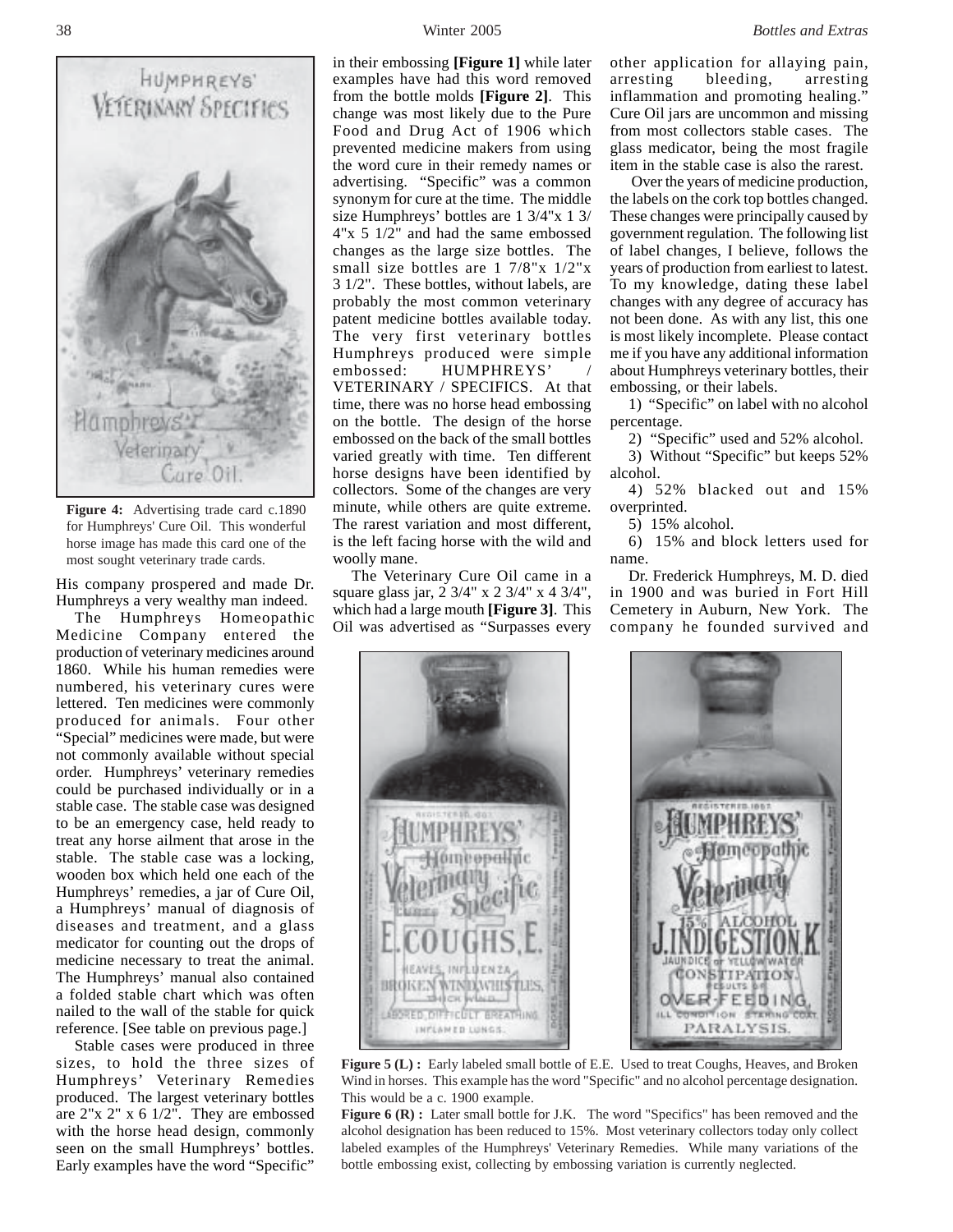**Figure 4:** Advertising trade card c.1890 for Humphreys' Cure Oil. This wonderful horse image has made this card one of the most sought veterinary trade cards.

His company prospered and made Dr. Humphreys a very wealthy man indeed.

The Humphreys Homeopathic Medicine Company entered the production of veterinary medicines around 1860. While his human remedies were numbered, his veterinary cures were lettered. Ten medicines were commonly produced for animals. Four other "Special" medicines were made, but were not commonly available without special order. Humphreys' veterinary remedies could be purchased individually or in a stable case. The stable case was designed to be an emergency case, held ready to treat any horse ailment that arose in the stable. The stable case was a locking, wooden box which held one each of the Humphreys' remedies, a jar of Cure Oil, a Humphreys' manual of diagnosis of diseases and treatment, and a glass medicator for counting out the drops of medicine necessary to treat the animal. The Humphreys' manual also contained a folded stable chart which was often nailed to the wall of the stable for quick reference. [See table on previous page.]

Stable cases were produced in three sizes, to hold the three sizes of Humphreys' Veterinary Remedies produced. The largest veterinary bottles are 2"x 2" x 6 1/2". They are embossed with the horse head design, commonly seen on the small Humphreys' bottles. Early examples have the word "Specific" in their embossing **[Figure 1]** while later examples have had this word removed from the bottle molds **[Figure 2]**. This change was most likely due to the Pure Food and Drug Act of 1906 which prevented medicine makers from using the word cure in their remedy names or advertising. "Specific" was a common synonym for cure at the time. The middle size Humphreys' bottles are 1 3/4"x 1 3/4"x 5 1/2" and had the same embossed changes as the large size bottles. The small size bottles are 1 7/8"x 1/2"x 3 1/2". These bottles, without labels, are probably the most common veterinary patent medicine bottles available today. The very first veterinary bottles Humphreys produced were simple embossed: HUMPHREYS' / VETERINARY / SPECIFICS. At that time, there was no horse head embossing on the bottle. The design of the horse embossed on the back of the small bottles varied greatly with time. Ten different horse designs have been identified by collectors. Some of the changes are very minute, while others are quite extreme. The rarest variation and most different, is the left facing horse with the wild and woolly mane.

The Veterinary Cure Oil came in a square glass jar, 2 3/4" x 2 3/4" x 4 3/4", which had a large mouth **[Figure 3]**. This Oil was advertised as "Surpasses every other application for allaying pain, arresting bleeding, arresting inflammation and promoting healing." Cure Oil jars are uncommon and missing from most collectors stable cases. The glass medicator, being the most fragile item in the stable case is also the rarest.

Over the years of medicine production, the labels on the cork top bottles changed. These changes were principally caused by government regulation. The following list of label changes, I believe, follows the years of production from earliest to latest. To my knowledge, dating these label changes with any degree of accuracy has not been done. As with any list, this one is most likely incomplete. Please contact me if you have any additional information about Humphreys veterinary bottles, their embossing, or their labels.

1) "Specific" on label with no alcohol percentage.

2) "Specific" used and 52% alcohol.

3) Without "Specific" but keeps 52% alcohol.

4) 52% blacked out and 15% overprinted.

5) 15% alcohol.

6) 15% and block letters used for name.

Dr. Frederick Humphreys, M. D. died in 1900 and was buried in Fort Hill Cemetery in Auburn, New York. The company he founded survived and

**Figure 5 (L) :** Early labeled small bottle of E.E. Used to treat Coughs, Heaves, and Broken Wind in horses. This example has the word "Specific" and no alcohol percentage designation. This would be a c. 1900 example.

**Figure 6 (R) :** Later small bottle for J.K. The word "Specifics" has been removed and the alcohol designation has been reduced to 15%. Most veterinary collectors today only collect labeled examples of the Humphreys' Veterinary Remedies. While many variations of the bottle embossing exist, collecting by embossing variation is currently neglected.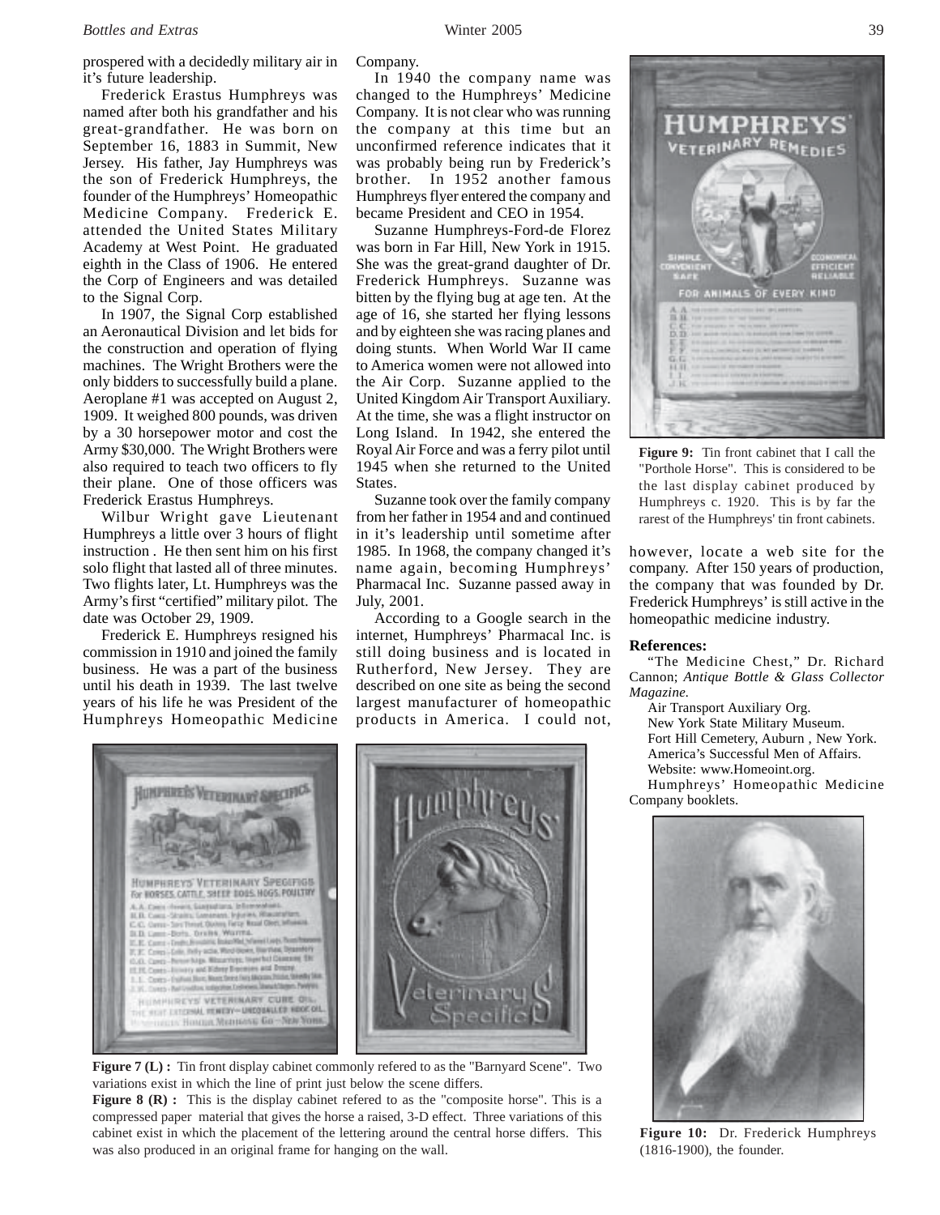prospered with a decidedly military air in it's future leadership.

Frederick Erastus Humphreys was named after both his grandfather and his great-grandfather. He was born on September 16, 1883 in Summit, New Jersey. His father, Jay Humphreys was the son of Frederick Humphreys, the founder of the Humphreys' Homeopathic Medicine Company. Frederick E. attended the United States Military Academy at West Point. He graduated eighth in the Class of 1906. He entered the Corp of Engineers and was detailed to the Signal Corp.

In 1907, the Signal Corp established an Aeronautical Division and let bids for the construction and operation of flying machines. The Wright Brothers were the only bidders to successfully build a plane. Aeroplane #1 was accepted on August 2, 1909. It weighed 800 pounds, was driven by a 30 horsepower motor and cost the Army $30,000. The Wright Brothers were also required to teach two officers to fly their plane. One of those officers was Frederick Erastus Humphreys.

Wilbur Wright gave Lieutenant Humphreys a little over 3 hours of flight instruction . He then sent him on his first solo flight that lasted all of three minutes. Two flights later, Lt. Humphreys was the Army's first "certified" military pilot. The date was October 29, 1909.

Frederick E. Humphreys resigned his commission in 1910 and joined the family business. He was a part of the business until his death in 1939. The last twelve years of his life he was President of the Humphreys Homeopathic Medicine Company.

In 1940 the company name was changed to the Humphreys' Medicine Company. It is not clear who was running the company at this time but an unconfirmed reference indicates that it was probably being run by Frederick's brother. In 1952 another famous Humphreys flyer entered the company and became President and CEO in 1954.

Suzanne Humphreys-Ford-de Florez was born in Far Hill, New York in 1915. She was the great-grand daughter of Dr. Frederick Humphreys. Suzanne was bitten by the flying bug at age ten. At the age of 16, she started her flying lessons and by eighteen she was racing planes and doing stunts. When World War II came to America women were not allowed into the Air Corp. Suzanne applied to the United Kingdom Air Transport Auxiliary. At the time, she was a flight instructor on Long Island. In 1942, she entered the Royal Air Force and was a ferry pilot until 1945 when she returned to the United States.

Suzanne took over the family company from her father in 1954 and and continued in it's leadership until sometime after 1985. In 1968, the company changed it's name again, becoming Humphreys' Pharmacal Inc. Suzanne passed away in July, 2001.

According to a Google search in the internet, Humphreys' Pharmacal Inc. is still doing business and is located in Rutherford, New Jersey. They are described on one site as being the second largest manufacturer of homeopathic products in America. I could not, however, locate a web site for the company. After 150 years of production, the company that was founded by Dr. Frederick Humphreys' is still active in the homeopathic medicine industry.

**Figure 9:** Tin front cabinet that I call the "Porthole Horse". This is considered to be the last display cabinet produced by Humphreys c. 1920. This is by far the rarest of the Humphreys' tin front cabinets.

**Figure 7 (L) :** Tin front display cabinet commonly refered to as the "Barnyard Scene". Two variations exist in which the line of print just below the scene differs.

**Figure 8 (R) :** This is the display cabinet refered to as the "composite horse". This is a compressed paper material that gives the horse a raised, 3-D effect. Three variations of this cabinet exist in which the placement of the lettering around the central horse differs. This was also produced in an original frame for hanging on the wall.

**References:**

"The Medicine Chest," Dr. Richard Cannon; *Antique Bottle & Glass Collector Magazine.*

Air Transport Auxiliary Org.

New York State Military Museum.

Fort Hill Cemetery, Auburn , New York.

America's Successful Men of Affairs.

Website: www.Homeoint.org.

Humphreys' Homeopathic Medicine Company booklets.

**Figure 10:** Dr. Frederick Humphreys (1816-1900), the founder.